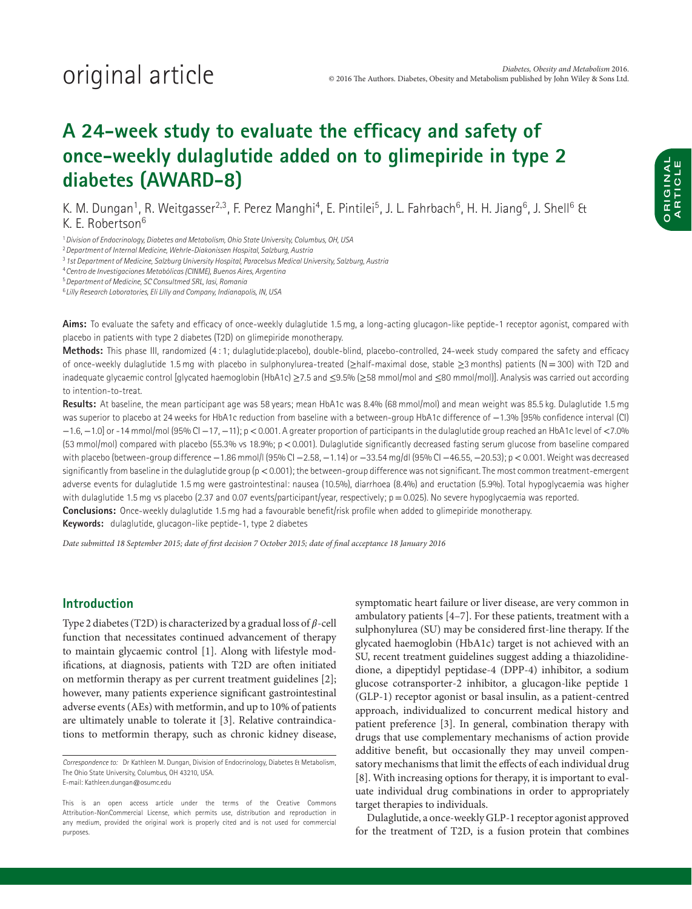original article

# A 24-week study to evaluate the efficacy and safety of once-weekly dulaglutide added on to glimepiride in type 2 diabetes (AWARD-8)

K. M. Dungan[1], R. Weitgasser[2,3], F. Perez Manghi[4], E. Pintilei[5], J. L. Fahrbach[6], H. H. Jiang[6], J. Shell[6] & K. E. Robertson[6]

[1] *Division of Endocrinology, Diabetes and Metabolism, Ohio State University, Columbus, OH, USA*
[2] *Department of Internal Medicine, Wehrle-Diakonissen Hospital, Salzburg, Austria*
[3] *1st Department of Medicine, Salzburg University Hospital, Paracelsus Medical University, Salzburg, Austria*
[4] *Centro de Investigaciones Metabólicas (CINME), Buenos Aires, Argentina*
[5] *Department of Medicine, SC Consultmed SRL, Iasi, Romania*
[6] *Lilly Research Laboratories, Eli Lilly and Company, Indianapolis, IN, USA*

**Aims:** To evaluate the safety and efficacy of once-weekly dulaglutide 1.5 mg, a long-acting glucagon-like peptide-1 receptor agonist, compared with placebo in patients with type 2 diabetes (T2D) on glimepiride monotherapy.

**Methods:** This phase III, randomized (4 : 1; dulaglutide:placebo), double-blind, placebo-controlled, 24-week study compared the safety and efficacy of once-weekly dulaglutide 1.5 mg with placebo in sulphonylurea-treated (≥half-maximal dose, stable ≥3 months) patients (N = 300) with T2D and inadequate glycaemic control [glycated haemoglobin (HbA1c) ≥7.5 and ≤9.5% (≥58 mmol/mol and ≤80 mmol/mol)]. Analysis was carried out according to intention-to-treat.

**Results:** At baseline, the mean participant age was 58 years; mean HbA1c was 8.4% (68 mmol/mol) and mean weight was 85.5 kg. Dulaglutide 1.5 mg was superior to placebo at 24 weeks for HbA1c reduction from baseline with a between-group HbA1c difference of −1.3% [95% confidence interval (CI) −1.6, −1.0] or -14 mmol/mol (95% CI −17, −11); $p < 0.001$. A greater proportion of participants in the dulaglutide group reached an HbA1c level of <7.0% (53 mmol/mol) compared with placebo (55.3% vs 18.9%; $p < 0.001$). Dulaglutide significantly decreased fasting serum glucose from baseline compared with placebo (between-group difference −1.86 mmol/l (95% CI −2.58, −1.14) or −33.54 mg/dl (95% CI −46.55, −20.53); $p < 0.001$. Weight was decreased significantly from baseline in the dulaglutide group ($p < 0.001$); the between-group difference was not significant. The most common treatment-emergent adverse events for dulaglutide 1.5 mg were gastrointestinal: nausea (10.5%), diarrhoea (8.4%) and eructation (5.9%). Total hypoglycaemia was higher with dulaglutide 1.5 mg vs placebo (2.37 and 0.07 events/participant/year, respectively; $p = 0.025$). No severe hypoglycaemia was reported.

**Conclusions:** Once-weekly dulaglutide 1.5 mg had a favourable benefit/risk profile when added to glimepiride monotherapy.

**Keywords:** dulaglutide, glucagon-like peptide-1, type 2 diabetes

*Date submitted 18 September 2015; date of first decision 7 October 2015; date of final acceptance 18 January 2016*

## Introduction

Type 2 diabetes (T2D) is characterized by a gradual loss of $\beta$-cell function that necessitates continued advancement of therapy to maintain glycaemic control [1]. Along with lifestyle modifications, at diagnosis, patients with T2D are often initiated on metformin therapy as per current treatment guidelines [2]; however, many patients experience significant gastrointestinal adverse events (AEs) with metformin, and up to 10% of patients are ultimately unable to tolerate it [3]. Relative contraindications to metformin therapy, such as chronic kidney disease, symptomatic heart failure or liver disease, are very common in ambulatory patients [4–7]. For these patients, treatment with a sulphonylurea (SU) may be considered first-line therapy. If the glycated haemoglobin (HbA1c) target is not achieved with an SU, recent treatment guidelines suggest adding a thiazolidinedione, a dipeptidyl peptidase-4 (DPP-4) inhibitor, a sodium glucose cotransporter-2 inhibitor, a glucagon-like peptide 1 (GLP-1) receptor agonist or basal insulin, as a patient-centred approach, individualized to concurrent medical history and patient preference [3]. In general, combination therapy with drugs that use complementary mechanisms of action provide additive benefit, but occasionally they may unveil compensatory mechanisms that limit the effects of each individual drug [8]. With increasing options for therapy, it is important to evaluate individual drug combinations in order to appropriately target therapies to individuals.

Dulaglutide, a once-weekly GLP-1 receptor agonist approved for the treatment of T2D, is a fusion protein that combines

*Correspondence to:* Dr Kathleen M. Dungan, Division of Endocrinology, Diabetes & Metabolism, The Ohio State University, Columbus, OH 43210, USA.
E-mail: Kathleen.dungan@osumc.edu

This is an open access article under the terms of the Creative Commons Attribution-NonCommercial License, which permits use, distribution and reproduction in any medium, provided the original work is properly cited and is not used for commercial purposes.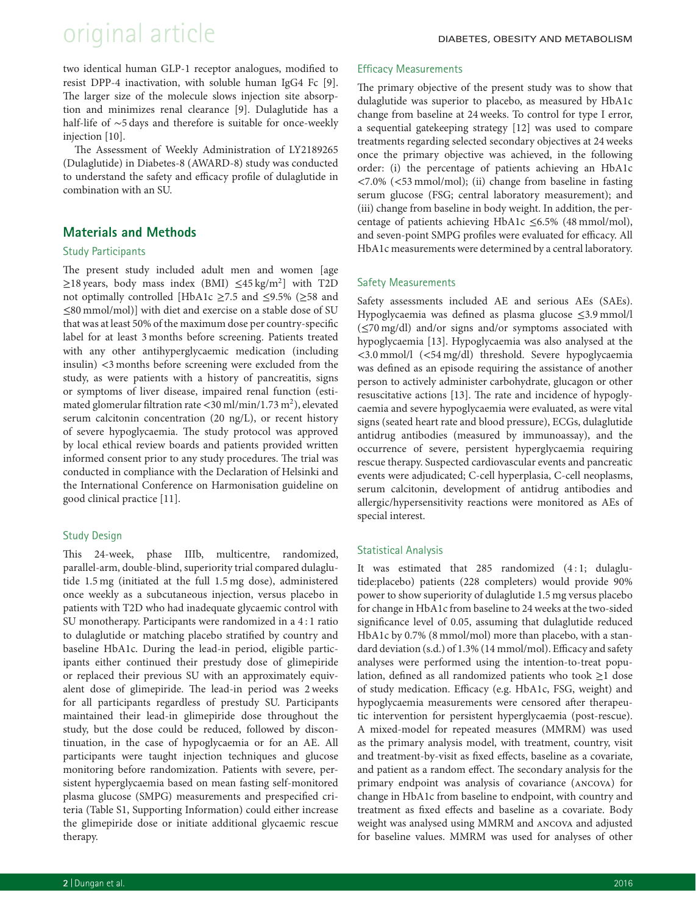two identical human GLP-1 receptor analogues, modified to resist DPP-4 inactivation, with soluble human IgG4 Fc [9]. The larger size of the molecule slows injection site absorption and minimizes renal clearance [9]. Dulaglutide has a half-life of ∼5 days and therefore is suitable for once-weekly injection [10].

The Assessment of Weekly Administration of LY2189265 (Dulaglutide) in Diabetes-8 (AWARD-8) study was conducted to understand the safety and efficacy profile of dulaglutide in combination with an SU.

## Materials and Methods

### Study Participants

The present study included adult men and women [age ≥18 years, body mass index (BMI) ≤45 kg/m$^2$] with T2D not optimally controlled [HbA1c ≥7.5 and ≤9.5% (≥58 and ≤80 mmol/mol)] with diet and exercise on a stable dose of SU that was at least 50% of the maximum dose per country-specific label for at least 3 months before screening. Patients treated with any other antihyperglycaemic medication (including insulin) <3 months before screening were excluded from the study, as were patients with a history of pancreatitis, signs or symptoms of liver disease, impaired renal function (estimated glomerular filtration rate <30 ml/min/1.73 m$^2$), elevated serum calcitonin concentration (20 ng/L), or recent history of severe hypoglycaemia. The study protocol was approved by local ethical review boards and patients provided written informed consent prior to any study procedures. The trial was conducted in compliance with the Declaration of Helsinki and the International Conference on Harmonisation guideline on good clinical practice [11].

### Study Design

This 24-week, phase IIIb, multicentre, randomized, parallel-arm, double-blind, superiority trial compared dulaglutide 1.5 mg (initiated at the full 1.5 mg dose), administered once weekly as a subcutaneous injection, versus placebo in patients with T2D who had inadequate glycaemic control with SU monotherapy. Participants were randomized in a 4 : 1 ratio to dulaglutide or matching placebo stratified by country and baseline HbA1c. During the lead-in period, eligible participants either continued their prestudy dose of glimepiride or replaced their previous SU with an approximately equivalent dose of glimepiride. The lead-in period was 2 weeks for all participants regardless of prestudy SU. Participants maintained their lead-in glimepiride dose throughout the study, but the dose could be reduced, followed by discontinuation, in the case of hypoglycaemia or for an AE. All participants were taught injection techniques and glucose monitoring before randomization. Patients with severe, persistent hyperglycaemia based on mean fasting self-monitored plasma glucose (SMPG) measurements and prespecified criteria (Table S1, Supporting Information) could either increase the glimepiride dose or initiate additional glycaemic rescue therapy.

### Efficacy Measurements

The primary objective of the present study was to show that dulaglutide was superior to placebo, as measured by HbA1c change from baseline at 24 weeks. To control for type I error, a sequential gatekeeping strategy [12] was used to compare treatments regarding selected secondary objectives at 24 weeks once the primary objective was achieved, in the following order: (i) the percentage of patients achieving an HbA1c <7.0% (<53 mmol/mol); (ii) change from baseline in fasting serum glucose (FSG; central laboratory measurement); and (iii) change from baseline in body weight. In addition, the percentage of patients achieving HbA1c ≤6.5% (48 mmol/mol), and seven-point SMPG profiles were evaluated for efficacy. All HbA1c measurements were determined by a central laboratory.

### Safety Measurements

Safety assessments included AE and serious AEs (SAEs). Hypoglycaemia was defined as plasma glucose ≤3.9 mmol/l (≤70 mg/dl) and/or signs and/or symptoms associated with hypoglycaemia [13]. Hypoglycaemia was also analysed at the <3.0 mmol/l (<54 mg/dl) threshold. Severe hypoglycaemia was defined as an episode requiring the assistance of another person to actively administer carbohydrate, glucagon or other resuscitative actions [13]. The rate and incidence of hypoglycaemia and severe hypoglycaemia were evaluated, as were vital signs (seated heart rate and blood pressure), ECGs, dulaglutide antidrug antibodies (measured by immunoassay), and the occurrence of severe, persistent hyperglycaemia requiring rescue therapy. Suspected cardiovascular events and pancreatic events were adjudicated; C-cell hyperplasia, C-cell neoplasms, serum calcitonin, development of antidrug antibodies and allergic/hypersensitivity reactions were monitored as AEs of special interest.

### Statistical Analysis

It was estimated that 285 randomized (4 : 1; dulaglutide:placebo) patients (228 completers) would provide 90% power to show superiority of dulaglutide 1.5 mg versus placebo for change in HbA1c from baseline to 24 weeks at the two-sided significance level of 0.05, assuming that dulaglutide reduced HbA1c by 0.7% (8 mmol/mol) more than placebo, with a standard deviation (s.d.) of 1.3% (14 mmol/mol). Efficacy and safety analyses were performed using the intention-to-treat population, defined as all randomized patients who took ≥1 dose of study medication. Efficacy (e.g. HbA1c, FSG, weight) and hypoglycaemia measurements were censored after therapeutic intervention for persistent hyperglycaemia (post-rescue). A mixed-model for repeated measures (MMRM) was used as the primary analysis model, with treatment, country, visit and treatment-by-visit as fixed effects, baseline as a covariate, and patient as a random effect. The secondary analysis for the primary endpoint was analysis of covariance (ANCOVA) for change in HbA1c from baseline to endpoint, with country and treatment as fixed effects and baseline as a covariate. Body weight was analysed using MMRM and ANCOVA and adjusted for baseline values. MMRM was used for analyses of other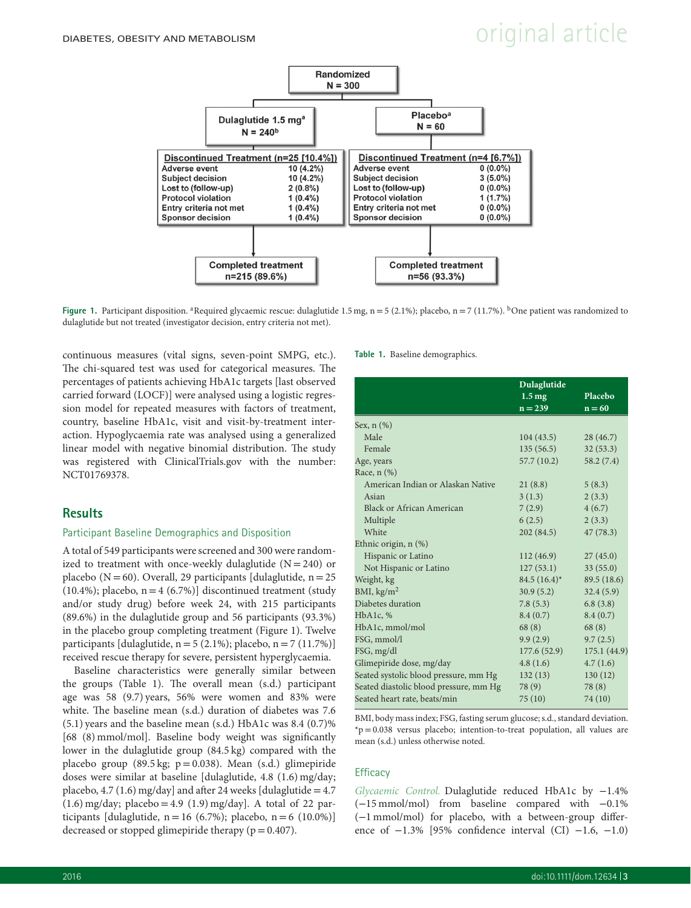| Randomized N = 300 |
|---|

| Dulaglutide 1.5 mg[a] N = 240[b] | | Placebo[a] N = 60 | |
|---|---|---|---|
| **Discontinued Treatment (n=25 [10.4%])** | | **Discontinued Treatment (n=4 [6.7%])** | |
| Adverse event | 10 (4.2%) | Adverse event | 0 (0.0%) |
| Subject decision | 10 (4.2%) | Subject decision | 3 (5.0%) |
| Lost to (follow-up) | 2 (0.8%) | Lost to (follow-up) | 0 (0.0%) |
| Protocol violation | 1 (0.4%) | Protocol violation | 1 (1.7%) |
| Entry criteria not met | 1 (0.4%) | Entry criteria not met | 0 (0.0%) |
| Sponsor decision | 1 (0.4%) | Sponsor decision | 0 (0.0%) |
| **Completed treatment n=215 (89.6%)** | | **Completed treatment n=56 (93.3%)** | |

**Figure 1.** Participant disposition. [a]Required glycaemic rescue: dulaglutide 1.5 mg, n = 5 (2.1%); placebo, n = 7 (11.7%). [b]One patient was randomized to dulaglutide but not treated (investigator decision, entry criteria not met).

continuous measures (vital signs, seven-point SMPG, etc.). The chi-squared test was used for categorical measures. The percentages of patients achieving HbA1c targets [last observed carried forward (LOCF)] were analysed using a logistic regression model for repeated measures with factors of treatment, country, baseline HbA1c, visit and visit-by-treatment interaction. Hypoglycaemia rate was analysed using a generalized linear model with negative binomial distribution. The study was registered with ClinicalTrials.gov with the number: NCT01769378.

## Results

### Participant Baseline Demographics and Disposition

A total of 549 participants were screened and 300 were randomized to treatment with once-weekly dulaglutide (N = 240) or placebo (N = 60). Overall, 29 participants [dulaglutide, n = 25 (10.4%); placebo, n = 4 (6.7%)] discontinued treatment (study and/or study drug) before week 24, with 215 participants (89.6%) in the dulaglutide group and 56 participants (93.3%) in the placebo group completing treatment (Figure 1). Twelve participants [dulaglutide, n = 5 (2.1%); placebo, n = 7 (11.7%)] received rescue therapy for severe, persistent hyperglycaemia.

Baseline characteristics were generally similar between the groups (Table 1). The overall mean (s.d.) participant age was 58 (9.7) years, 56% were women and 83% were white. The baseline mean (s.d.) duration of diabetes was 7.6 (5.1) years and the baseline mean (s.d.) HbA1c was 8.4 (0.7)% [68 (8) mmol/mol]. Baseline body weight was significantly lower in the dulaglutide group (84.5 kg) compared with the placebo group (89.5 kg; p = 0.038). Mean (s.d.) glimepiride doses were similar at baseline [dulaglutide, 4.8 (1.6) mg/day; placebo, 4.7 (1.6) mg/day] and after 24 weeks [dulaglutide = 4.7 (1.6) mg/day; placebo = 4.9 (1.9) mg/day]. A total of 22 participants [dulaglutide, n = 16 (6.7%); placebo, n = 6 (10.0%)] decreased or stopped glimepiride therapy (p = 0.407).

**Table 1.** Baseline demographics.

| | Dulaglutide 1.5 mg n = 239 | Placebo n = 60 |
|---|---|---|
| Sex, n (%) | | |
| Male | 104 (43.5) | 28 (46.7) |
| Female | 135 (56.5) | 32 (53.3) |
| Age, years | 57.7 (10.2) | 58.2 (7.4) |
| Race, n (%) | | |
| American Indian or Alaskan Native | 21 (8.8) | 5 (8.3) |
| Asian | 3 (1.3) | 2 (3.3) |
| Black or African American | 7 (2.9) | 4 (6.7) |
| Multiple | 6 (2.5) | 2 (3.3) |
| White | 202 (84.5) | 47 (78.3) |
| Ethnic origin, n (%) | | |
| Hispanic or Latino | 112 (46.9) | 27 (45.0) |
| Not Hispanic or Latino | 127 (53.1) | 33 (55.0) |
| Weight, kg | 84.5 (16.4)* | 89.5 (18.6) |
| BMI, kg/m$^2$ | 30.9 (5.2) | 32.4 (5.9) |
| Diabetes duration | 7.8 (5.3) | 6.8 (3.8) |
| HbA1c, % | 8.4 (0.7) | 8.4 (0.7) |
| HbA1c, mmol/mol | 68 (8) | 68 (8) |
| FSG, mmol/l | 9.9 (2.9) | 9.7 (2.5) |
| FSG, mg/dl | 177.6 (52.9) | 175.1 (44.9) |
| Glimepiride dose, mg/day | 4.8 (1.6) | 4.7 (1.6) |
| Seated systolic blood pressure, mm Hg | 132 (13) | 130 (12) |
| Seated diastolic blood pressure, mm Hg | 78 (9) | 78 (8) |
| Seated heart rate, beats/min | 75 (10) | 74 (10) |

BMI, body mass index; FSG, fasting serum glucose; s.d., standard deviation.
*p = 0.038 versus placebo; intention-to-treat population, all values are mean (s.d.) unless otherwise noted.

### Efficacy

*Glycaemic Control.* Dulaglutide reduced HbA1c by −1.4% (−15 mmol/mol) from baseline compared with −0.1% (−1 mmol/mol) for placebo, with a between-group difference of −1.3% [95% confidence interval (CI) −1.6, −1.0)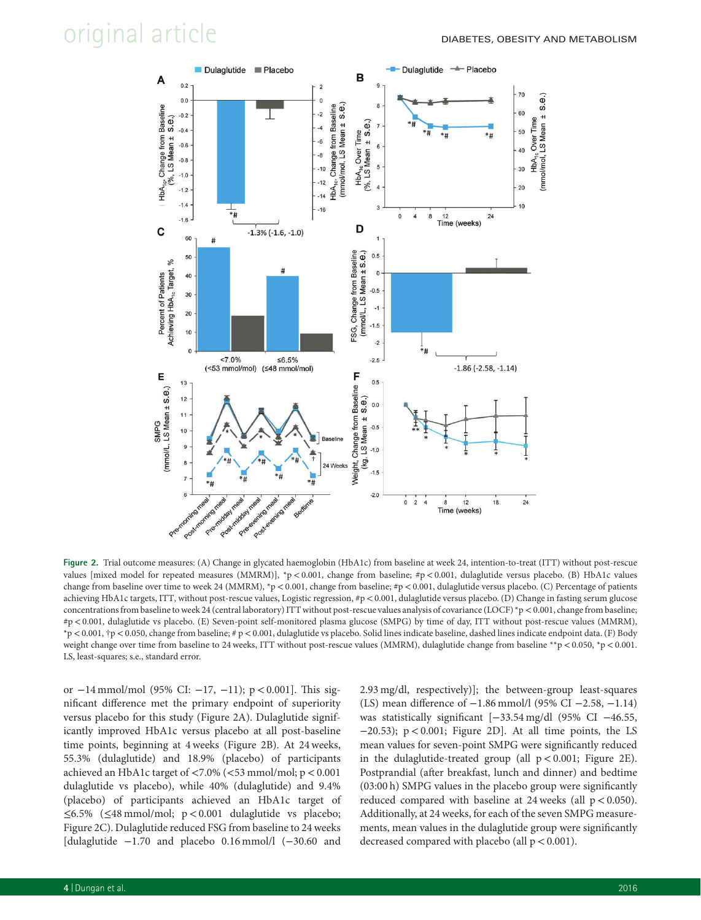Figure 2. Trial outcome measures: (A) Change in glycated haemoglobin (HbA1c) from baseline at week 24, intention-to-treat (ITT) without post-rescue values [mixed model for repeated measures (MMRM)], *p < 0.001, change from baseline; #p < 0.001, dulaglutide versus placebo. (B) HbA1c values change from baseline over time to week 24 (MMRM), *p < 0.001, change from baseline; #p < 0.001, dulaglutide versus placebo. (C) Percentage of patients achieving HbA1c targets, ITT, without post-rescue values, Logistic regression, #p < 0.001, dulaglutide versus placebo. (D) Change in fasting serum glucose concentrations from baseline to week 24 (central laboratory) ITT without post-rescue values analysis of covariance (LOCF) *p < 0.001, change from baseline; #p < 0.001, dulaglutide vs placebo. (E) Seven-point self-monitored plasma glucose (SMPG) by time of day, ITT without post-rescue values (MMRM), *p < 0.001, †p < 0.050, change from baseline; # p < 0.001, dulaglutide vs placebo. Solid lines indicate baseline, dashed lines indicate endpoint data. (F) Body weight change over time from baseline to 24 weeks, ITT without post-rescue values (MMRM), dulaglutide change from baseline **p < 0.050, *p < 0.001. LS, least-squares; s.e., standard error.

or −14 mmol/mol (95% CI: −17, −11); p < 0.001]. This significant difference met the primary endpoint of superiority versus placebo for this study (Figure 2A). Dulaglutide significantly improved HbA1c versus placebo at all post-baseline time points, beginning at 4 weeks (Figure 2B). At 24 weeks, 55.3% (dulaglutide) and 18.9% (placebo) of participants achieved an HbA1c target of <7.0% (<53 mmol/mol; p < 0.001 dulaglutide vs placebo), while 40% (dulaglutide) and 9.4% (placebo) of participants achieved an HbA1c target of ≤6.5% (≤48 mmol/mol; p < 0.001 dulaglutide vs placebo; Figure 2C). Dulaglutide reduced FSG from baseline to 24 weeks [dulaglutide −1.70 and placebo 0.16 mmol/l (−30.60 and 2.93 mg/dl, respectively)]; the between-group least-squares (LS) mean difference of −1.86 mmol/l (95% CI −2.58, −1.14) was statistically significant [−33.54 mg/dl (95% CI −46.55, −20.53); p < 0.001; Figure 2D]. At all time points, the LS mean values for seven-point SMPG were significantly reduced in the dulaglutide-treated group (all p < 0.001; Figure 2E). Postprandial (after breakfast, lunch and dinner) and bedtime (03:00 h) SMPG values in the placebo group were significantly reduced compared with baseline at 24 weeks (all p < 0.050). Additionally, at 24 weeks, for each of the seven SMPG measurements, mean values in the dulaglutide group were significantly decreased compared with placebo (all p < 0.001).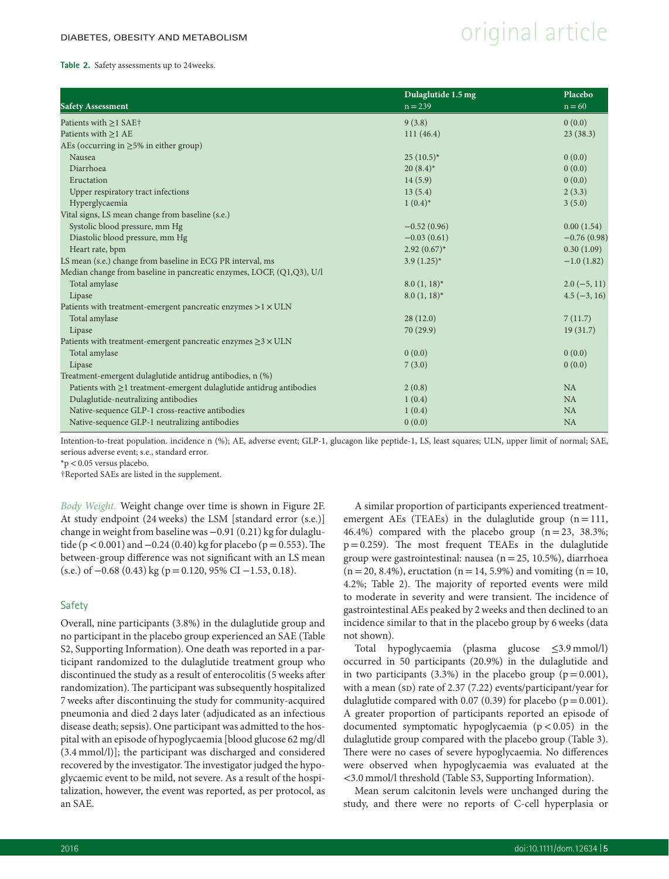**Table 2.** Safety assessments up to 24weeks.

| Safety Assessment | Dulaglutide 1.5 mg n = 239 | Placebo n = 60 |
|---|---|---|
| Patients with ≥1 SAE† | 9 (3.8) | 0 (0.0) |
| Patients with ≥1 AE | 111 (46.4) | 23 (38.3) |
| AEs (occurring in ≥5% in either group) | | |
| Nausea | 25 (10.5)* | 0 (0.0) |
| Diarrhoea | 20 (8.4)* | 0 (0.0) |
| Eructation | 14 (5.9) | 0 (0.0) |
| Upper respiratory tract infections | 13 (5.4) | 2 (3.3) |
| Hyperglycaemia | 1 (0.4)* | 3 (5.0) |
| Vital signs, LS mean change from baseline (s.e.) | | |
| Systolic blood pressure, mm Hg | −0.52 (0.96) | 0.00 (1.54) |
| Diastolic blood pressure, mm Hg | −0.03 (0.61) | −0.76 (0.98) |
| Heart rate, bpm | 2.92 (0.67)* | 0.30 (1.09) |
| LS mean (s.e.) change from baseline in ECG PR interval, ms | 3.9 (1.25)* | −1.0 (1.82) |
| Median change from baseline in pancreatic enzymes, LOCF, (Q1,Q3), U/l | | |
| Total amylase | 8.0 (1, 18)* | 2.0 (−5, 11) |
| Lipase | 8.0 (1, 18)* | 4.5 (−3, 16) |
| Patients with treatment-emergent pancreatic enzymes >1 × ULN | | |
| Total amylase | 28 (12.0) | 7 (11.7) |
| Lipase | 70 (29.9) | 19 (31.7) |
| Patients with treatment-emergent pancreatic enzymes ≥3 × ULN | | |
| Total amylase | 0 (0.0) | 0 (0.0) |
| Lipase | 7 (3.0) | 0 (0.0) |
| Treatment-emergent dulaglutide antidrug antibodies, n (%) | | |
| Patients with ≥1 treatment-emergent dulaglutide antidrug antibodies | 2 (0.8) | NA |
| Dulaglutide-neutralizing antibodies | 1 (0.4) | NA |
| Native-sequence GLP-1 cross-reactive antibodies | 1 (0.4) | NA |
| Native-sequence GLP-1 neutralizing antibodies | 0 (0.0) | NA |

Intention-to-treat population. incidence n (%); AE, adverse event; GLP-1, glucagon like peptide-1, LS, least squares; ULN, upper limit of normal; SAE, serious adverse event; s.e., standard error.

*$p < 0.05$ versus placebo.

†Reported SAEs are listed in the supplement.

*Body Weight.* Weight change over time is shown in Figure 2F. At study endpoint (24 weeks) the LSM [standard error (s.e.)] change in weight from baseline was −0.91 (0.21) kg for dulaglutide ($p < 0.001$) and −0.24 (0.40) kg for placebo ($p = 0.553$). The between-group difference was not significant with an LS mean (s.e.) of −0.68 (0.43) kg ($p = 0.120$, 95% CI −1.53, 0.18).

## Safety

Overall, nine participants (3.8%) in the dulaglutide group and no participant in the placebo group experienced an SAE (Table S2, Supporting Information). One death was reported in a participant randomized to the dulaglutide treatment group who discontinued the study as a result of enterocolitis (5 weeks after randomization). The participant was subsequently hospitalized 7 weeks after discontinuing the study for community-acquired pneumonia and died 2 days later (adjudicated as an infectious disease death; sepsis). One participant was admitted to the hospital with an episode of hypoglycaemia [blood glucose 62 mg/dl (3.4 mmol/l)]; the participant was discharged and considered recovered by the investigator. The investigator judged the hypoglycaemic event to be mild, not severe. As a result of the hospitalization, however, the event was reported, as per protocol, as an SAE.

A similar proportion of participants experienced treatment-emergent AEs (TEAEs) in the dulaglutide group (n = 111, 46.4%) compared with the placebo group (n = 23, 38.3%; $p = 0.259$). The most frequent TEAEs in the dulaglutide group were gastrointestinal: nausea (n = 25, 10.5%), diarrhoea (n = 20, 8.4%), eructation (n = 14, 5.9%) and vomiting (n = 10, 4.2%; Table 2). The majority of reported events were mild to moderate in severity and were transient. The incidence of gastrointestinal AEs peaked by 2 weeks and then declined to an incidence similar to that in the placebo group by 6 weeks (data not shown).

Total hypoglycaemia (plasma glucose ≤3.9 mmol/l) occurred in 50 participants (20.9%) in the dulaglutide and in two participants (3.3%) in the placebo group ($p = 0.001$), with a mean (SD) rate of 2.37 (7.22) events/participant/year for dulaglutide compared with 0.07 (0.39) for placebo ($p = 0.001$). A greater proportion of participants reported an episode of documented symptomatic hypoglycaemia ($p < 0.05$) in the dulaglutide group compared with the placebo group (Table 3). There were no cases of severe hypoglycaemia. No differences were observed when hypoglycaemia was evaluated at the <3.0 mmol/l threshold (Table S3, Supporting Information).

Mean serum calcitonin levels were unchanged during the study, and there were no reports of C-cell hyperplasia or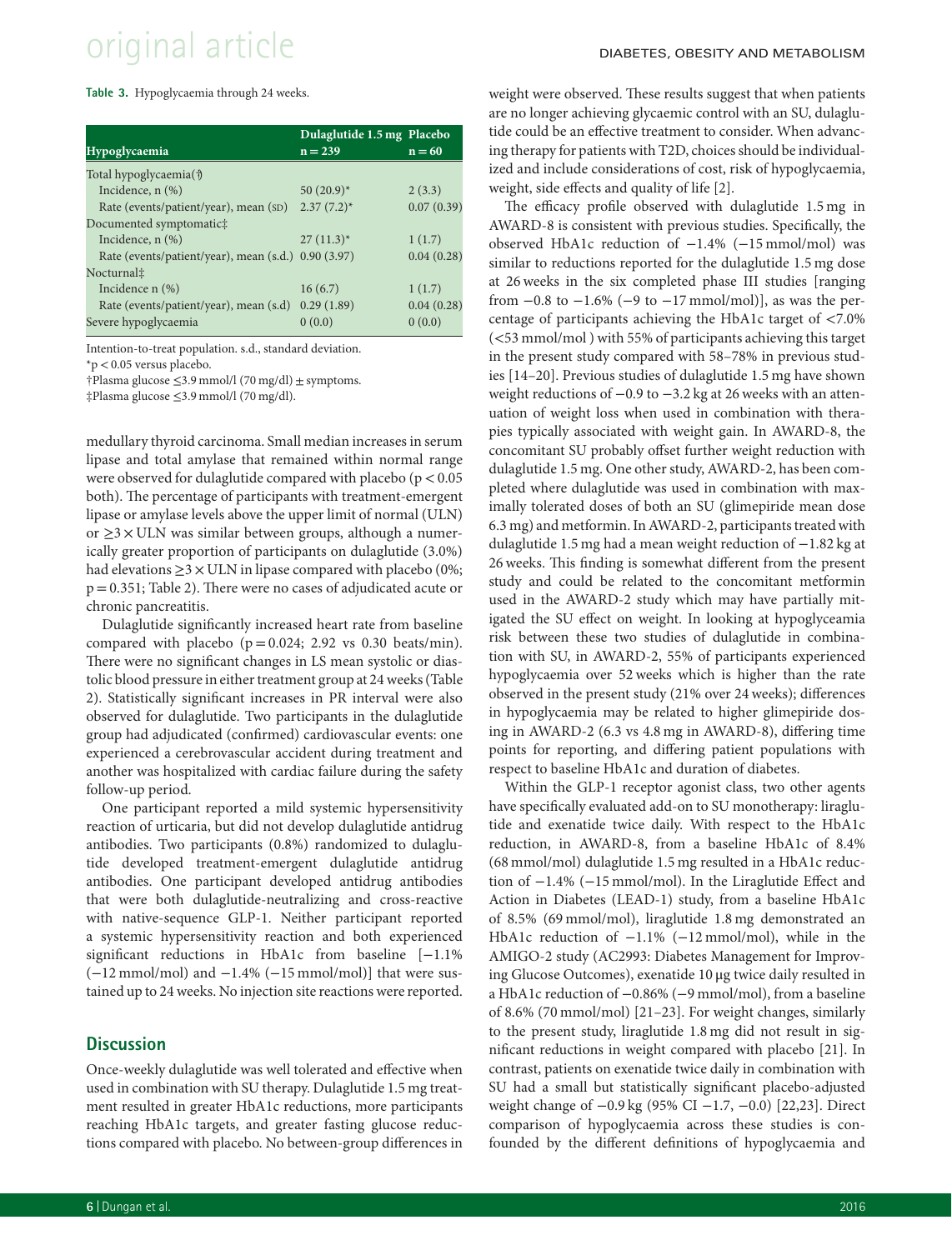**Table 3.** Hypoglycaemia through 24 weeks.

| Hypoglycaemia | Dulaglutide 1.5 mg n = 239 | Placebo n = 60 |
|---|---|---|
| Total hypoglycaemia(†) | | |
| Incidence, n (%) | 50 (20.9)* | 2 (3.3) |
| Rate (events/patient/year), mean (SD) | 2.37 (7.2)* | 0.07 (0.39) |
| Documented symptomatic‡ | | |
| Incidence, n (%) | 27 (11.3)* | 1 (1.7) |
| Rate (events/patient/year), mean (s.d.) | 0.90 (3.97) | 0.04 (0.28) |
| Nocturnal‡ | | |
| Incidence n (%) | 16 (6.7) | 1 (1.7) |
| Rate (events/patient/year), mean (s.d) | 0.29 (1.89) | 0.04 (0.28) |
| Severe hypoglycaemia | 0 (0.0) | 0 (0.0) |

Intention-to-treat population. s.d., standard deviation.
*p < 0.05 versus placebo.
†Plasma glucose ≤3.9 mmol/l (70 mg/dl) ± symptoms.
‡Plasma glucose ≤3.9 mmol/l (70 mg/dl).

medullary thyroid carcinoma. Small median increases in serum lipase and total amylase that remained within normal range were observed for dulaglutide compared with placebo (p < 0.05 both). The percentage of participants with treatment-emergent lipase or amylase levels above the upper limit of normal (ULN) or ≥3 × ULN was similar between groups, although a numerically greater proportion of participants on dulaglutide (3.0%) had elevations ≥3 × ULN in lipase compared with placebo (0%; p = 0.351; Table 2). There were no cases of adjudicated acute or chronic pancreatitis.

Dulaglutide significantly increased heart rate from baseline compared with placebo (p = 0.024; 2.92 vs 0.30 beats/min). There were no significant changes in LS mean systolic or diastolic blood pressure in either treatment group at 24 weeks (Table 2). Statistically significant increases in PR interval were also observed for dulaglutide. Two participants in the dulaglutide group had adjudicated (confirmed) cardiovascular events: one experienced a cerebrovascular accident during treatment and another was hospitalized with cardiac failure during the safety follow-up period.

One participant reported a mild systemic hypersensitivity reaction of urticaria, but did not develop dulaglutide antidrug antibodies. Two participants (0.8%) randomized to dulaglutide developed treatment-emergent dulaglutide antidrug antibodies. One participant developed antidrug antibodies that were both dulaglutide-neutralizing and cross-reactive with native-sequence GLP-1. Neither participant reported a systemic hypersensitivity reaction and both experienced significant reductions in HbA1c from baseline [−1.1% (−12 mmol/mol) and −1.4% (−15 mmol/mol)] that were sustained up to 24 weeks. No injection site reactions were reported.

## Discussion

Once-weekly dulaglutide was well tolerated and effective when used in combination with SU therapy. Dulaglutide 1.5 mg treatment resulted in greater HbA1c reductions, more participants reaching HbA1c targets, and greater fasting glucose reductions compared with placebo. No between-group differences in weight were observed. These results suggest that when patients are no longer achieving glycaemic control with an SU, dulaglutide could be an effective treatment to consider. When advancing therapy for patients with T2D, choices should be individualized and include considerations of cost, risk of hypoglycaemia, weight, side effects and quality of life [2].

The efficacy profile observed with dulaglutide 1.5 mg in AWARD-8 is consistent with previous studies. Specifically, the observed HbA1c reduction of −1.4% (−15 mmol/mol) was similar to reductions reported for the dulaglutide 1.5 mg dose at 26 weeks in the six completed phase III studies [ranging from −0.8 to −1.6% (−9 to −17 mmol/mol)], as was the percentage of participants achieving the HbA1c target of <7.0% (<53 mmol/mol ) with 55% of participants achieving this target in the present study compared with 58–78% in previous studies [14–20]. Previous studies of dulaglutide 1.5 mg have shown weight reductions of −0.9 to −3.2 kg at 26 weeks with an attenuation of weight loss when used in combination with therapies typically associated with weight gain. In AWARD-8, the concomitant SU probably offset further weight reduction with dulaglutide 1.5 mg. One other study, AWARD-2, has been completed where dulaglutide was used in combination with maximally tolerated doses of both an SU (glimepiride mean dose 6.3 mg) and metformin. In AWARD-2, participants treated with dulaglutide 1.5 mg had a mean weight reduction of −1.82 kg at 26 weeks. This finding is somewhat different from the present study and could be related to the concomitant metformin used in the AWARD-2 study which may have partially mitigated the SU effect on weight. In looking at hypoglyceamia risk between these two studies of dulaglutide in combination with SU, in AWARD-2, 55% of participants experienced hypoglycaemia over 52 weeks which is higher than the rate observed in the present study (21% over 24 weeks); differences in hypoglycaemia may be related to higher glimepiride dosing in AWARD-2 (6.3 vs 4.8 mg in AWARD-8), differing time points for reporting, and differing patient populations with respect to baseline HbA1c and duration of diabetes.

Within the GLP-1 receptor agonist class, two other agents have specifically evaluated add-on to SU monotherapy: liraglutide and exenatide twice daily. With respect to the HbA1c reduction, in AWARD-8, from a baseline HbA1c of 8.4% (68 mmol/mol) dulaglutide 1.5 mg resulted in a HbA1c reduction of −1.4% (−15 mmol/mol). In the Liraglutide Effect and Action in Diabetes (LEAD-1) study, from a baseline HbA1c of 8.5% (69 mmol/mol), liraglutide 1.8 mg demonstrated an HbA1c reduction of −1.1% (−12 mmol/mol), while in the AMIGO-2 study (AC2993: Diabetes Management for Improving Glucose Outcomes), exenatide 10 μg twice daily resulted in a HbA1c reduction of −0.86% (−9 mmol/mol), from a baseline of 8.6% (70 mmol/mol) [21–23]. For weight changes, similarly to the present study, liraglutide 1.8 mg did not result in significant reductions in weight compared with placebo [21]. In contrast, patients on exenatide twice daily in combination with SU had a small but statistically significant placebo-adjusted weight change of −0.9 kg (95% CI −1.7, −0.0) [22,23]. Direct comparison of hypoglycaemia across these studies is confounded by the different definitions of hypoglycaemia and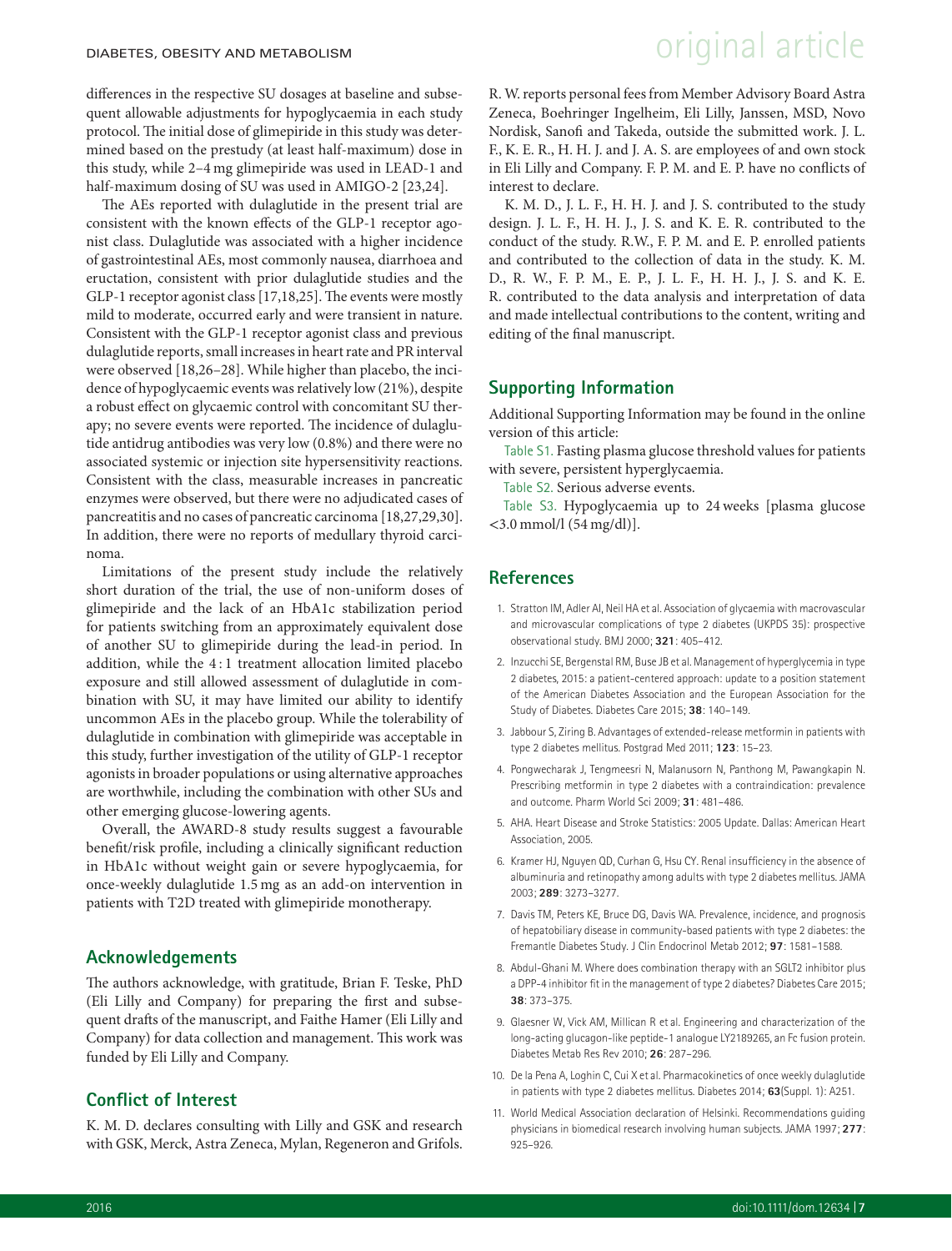differences in the respective SU dosages at baseline and subsequent allowable adjustments for hypoglycaemia in each study protocol. The initial dose of glimepiride in this study was determined based on the prestudy (at least half-maximum) dose in this study, while 2–4 mg glimepiride was used in LEAD-1 and half-maximum dosing of SU was used in AMIGO-2 [23,24].

The AEs reported with dulaglutide in the present trial are consistent with the known effects of the GLP-1 receptor agonist class. Dulaglutide was associated with a higher incidence of gastrointestinal AEs, most commonly nausea, diarrhoea and eructation, consistent with prior dulaglutide studies and the GLP-1 receptor agonist class [17,18,25]. The events were mostly mild to moderate, occurred early and were transient in nature. Consistent with the GLP-1 receptor agonist class and previous dulaglutide reports, small increases in heart rate and PR interval were observed [18,26–28]. While higher than placebo, the incidence of hypoglycaemic events was relatively low (21%), despite a robust effect on glycaemic control with concomitant SU therapy; no severe events were reported. The incidence of dulaglutide antidrug antibodies was very low (0.8%) and there were no associated systemic or injection site hypersensitivity reactions. Consistent with the class, measurable increases in pancreatic enzymes were observed, but there were no adjudicated cases of pancreatitis and no cases of pancreatic carcinoma [18,27,29,30]. In addition, there were no reports of medullary thyroid carcinoma.

Limitations of the present study include the relatively short duration of the trial, the use of non-uniform doses of glimepiride and the lack of an HbA1c stabilization period for patients switching from an approximately equivalent dose of another SU to glimepiride during the lead-in period. In addition, while the 4 : 1 treatment allocation limited placebo exposure and still allowed assessment of dulaglutide in combination with SU, it may have limited our ability to identify uncommon AEs in the placebo group. While the tolerability of dulaglutide in combination with glimepiride was acceptable in this study, further investigation of the utility of GLP-1 receptor agonists in broader populations or using alternative approaches are worthwhile, including the combination with other SUs and other emerging glucose-lowering agents.

Overall, the AWARD-8 study results suggest a favourable benefit/risk profile, including a clinically significant reduction in HbA1c without weight gain or severe hypoglycaemia, for once-weekly dulaglutide 1.5 mg as an add-on intervention in patients with T2D treated with glimepiride monotherapy.

## Acknowledgements

The authors acknowledge, with gratitude, Brian F. Teske, PhD (Eli Lilly and Company) for preparing the first and subsequent drafts of the manuscript, and Faithe Hamer (Eli Lilly and Company) for data collection and management. This work was funded by Eli Lilly and Company.

## Conflict of Interest

K. M. D. declares consulting with Lilly and GSK and research with GSK, Merck, Astra Zeneca, Mylan, Regeneron and Grifols. R. W. reports personal fees from Member Advisory Board Astra Zeneca, Boehringer Ingelheim, Eli Lilly, Janssen, MSD, Novo Nordisk, Sanofi and Takeda, outside the submitted work. J. L. F., K. E. R., H. H. J. and J. A. S. are employees of and own stock in Eli Lilly and Company. F. P. M. and E. P. have no conflicts of interest to declare.

K. M. D., J. L. F., H. H. J. and J. S. contributed to the study design. J. L. F., H. H. J., J. S. and K. E. R. contributed to the conduct of the study. R.W., F. P. M. and E. P. enrolled patients and contributed to the collection of data in the study. K. M. D., R. W., F. P. M., E. P., J. L. F., H. H. J., J. S. and K. E. R. contributed to the data analysis and interpretation of data and made intellectual contributions to the content, writing and editing of the final manuscript.

## Supporting Information

Additional Supporting Information may be found in the online version of this article:

Table S1. Fasting plasma glucose threshold values for patients with severe, persistent hyperglycaemia.

Table S2. Serious adverse events.

Table S3. Hypoglycaemia up to 24 weeks [plasma glucose <3.0 mmol/l (54 mg/dl)].

## References

1. Stratton IM, Adler AI, Neil HA et al. Association of glycaemia with macrovascular and microvascular complications of type 2 diabetes (UKPDS 35): prospective observational study. BMJ 2000; **321**: 405–412.
2. Inzucchi SE, Bergenstal RM, Buse JB et al. Management of hyperglycemia in type 2 diabetes, 2015: a patient-centered approach: update to a position statement of the American Diabetes Association and the European Association for the Study of Diabetes. Diabetes Care 2015; **38**: 140–149.
3. Jabbour S, Ziring B. Advantages of extended-release metformin in patients with type 2 diabetes mellitus. Postgrad Med 2011; **123**: 15–23.
4. Pongwecharak J, Tengmeesri N, Malanusorn N, Panthong M, Pawangkapin N. Prescribing metformin in type 2 diabetes with a contraindication: prevalence and outcome. Pharm World Sci 2009; **31**: 481–486.
5. AHA. Heart Disease and Stroke Statistics: 2005 Update. Dallas: American Heart Association, 2005.
6. Kramer HJ, Nguyen QD, Curhan G, Hsu CY. Renal insufficiency in the absence of albuminuria and retinopathy among adults with type 2 diabetes mellitus. JAMA 2003; **289**: 3273–3277.
7. Davis TM, Peters KE, Bruce DG, Davis WA. Prevalence, incidence, and prognosis of hepatobiliary disease in community-based patients with type 2 diabetes: the Fremantle Diabetes Study. J Clin Endocrinol Metab 2012; **97**: 1581–1588.
8. Abdul-Ghani M. Where does combination therapy with an SGLT2 inhibitor plus a DPP-4 inhibitor fit in the management of type 2 diabetes? Diabetes Care 2015; **38**: 373–375.
9. Glaesner W, Vick AM, Millican R et al. Engineering and characterization of the long-acting glucagon-like peptide-1 analogue LY2189265, an Fc fusion protein. Diabetes Metab Res Rev 2010; **26**: 287–296.
10. De la Pena A, Loghin C, Cui X et al. Pharmacokinetics of once weekly dulaglutide in patients with type 2 diabetes mellitus. Diabetes 2014; **63**(Suppl. 1): A251.
11. World Medical Association declaration of Helsinki. Recommendations guiding physicians in biomedical research involving human subjects. JAMA 1997; **277**: 925–926.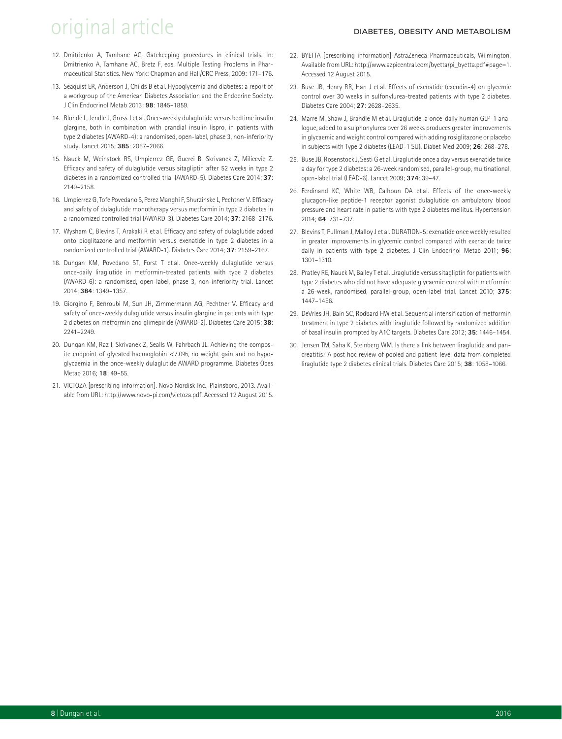12. Dmitrienko A, Tamhane AC. Gatekeeping procedures in clinical trials. In: Dmitrienko A, Tamhane AC, Bretz F, eds. Multiple Testing Problems in Pharmaceutical Statistics. New York: Chapman and Hall/CRC Press, 2009: 171–176.
13. Seaquist ER, Anderson J, Childs B et al. Hypoglycemia and diabetes: a report of a workgroup of the American Diabetes Association and the Endocrine Society. J Clin Endocrinol Metab 2013; **98**: 1845–1859.
14. Blonde L, Jendle J, Gross J et al. Once-weekly dulaglutide versus bedtime insulin glargine, both in combination with prandial insulin lispro, in patients with type 2 diabetes (AWARD-4): a randomised, open-label, phase 3, non-inferiority study. Lancet 2015; **385**: 2057–2066.
15. Nauck M, Weinstock RS, Umpierrez GE, Guerci B, Skrivanek Z, Milicevic Z. Efficacy and safety of dulaglutide versus sitagliptin after 52 weeks in type 2 diabetes in a randomized controlled trial (AWARD-5). Diabetes Care 2014; **37**: 2149–2158.
16. Umpierrez G, Tofe Povedano S, Perez Manghi F, Shurzinske L, Pechtner V. Efficacy and safety of dulaglutide monotherapy versus metformin in type 2 diabetes in a randomized controlled trial (AWARD-3). Diabetes Care 2014; **37**: 2168–2176.
17. Wysham C, Blevins T, Arakaki R et al. Efficacy and safety of dulaglutide added onto pioglitazone and metformin versus exenatide in type 2 diabetes in a randomized controlled trial (AWARD-1). Diabetes Care 2014; **37**: 2159–2167.
18. Dungan KM, Povedano ST, Forst T et al. Once-weekly dulaglutide versus once-daily liraglutide in metformin-treated patients with type 2 diabetes (AWARD-6): a randomised, open-label, phase 3, non-inferiority trial. Lancet 2014; **384**: 1349–1357.
19. Giorgino F, Benroubi M, Sun JH, Zimmermann AG, Pechtner V. Efficacy and safety of once-weekly dulaglutide versus insulin glargine in patients with type 2 diabetes on metformin and glimepiride (AWARD-2). Diabetes Care 2015; **38**: 2241–2249.
20. Dungan KM, Raz I, Skrivanek Z, Sealls W, Fahrbach JL. Achieving the composite endpoint of glycated haemoglobin <7.0%, no weight gain and no hypoglycaemia in the once-weekly dulaglutide AWARD programme. Diabetes Obes Metab 2016; **18**: 49–55.
21. VICTOZA [prescribing information]. Novo Nordisk Inc., Plainsboro, 2013. Available from URL: http://www.novo-pi.com/victoza.pdf. Accessed 12 August 2015.
22. BYETTA [prescribing information] AstraZeneca Pharmaceuticals, Wilmington. Available from URL: http://www.azpicentral.com/byetta/pi_byetta.pdf#page=1. Accessed 12 August 2015.
23. Buse JB, Henry RR, Han J et al. Effects of exenatide (exendin-4) on glycemic control over 30 weeks in sulfonylurea-treated patients with type 2 diabetes. Diabetes Care 2004; **27**: 2628–2635.
24. Marre M, Shaw J, Brandle M et al. Liraglutide, a once-daily human GLP-1 analogue, added to a sulphonylurea over 26 weeks produces greater improvements in glycaemic and weight control compared with adding rosiglitazone or placebo in subjects with Type 2 diabetes (LEAD-1 SU). Diabet Med 2009; **26**: 268–278.
25. Buse JB, Rosenstock J, Sesti G et al. Liraglutide once a day versus exenatide twice a day for type 2 diabetes: a 26-week randomised, parallel-group, multinational, open-label trial (LEAD-6). Lancet 2009; **374**: 39–47.
26. Ferdinand KC, White WB, Calhoun DA et al. Effects of the once-weekly glucagon-like peptide-1 receptor agonist dulaglutide on ambulatory blood pressure and heart rate in patients with type 2 diabetes mellitus. Hypertension 2014; **64**: 731–737.
27. Blevins T, Pullman J, Malloy J et al. DURATION-5: exenatide once weekly resulted in greater improvements in glycemic control compared with exenatide twice daily in patients with type 2 diabetes. J Clin Endocrinol Metab 2011; **96**: 1301–1310.
28. Pratley RE, Nauck M, Bailey T et al. Liraglutide versus sitagliptin for patients with type 2 diabetes who did not have adequate glycaemic control with metformin: a 26-week, randomised, parallel-group, open-label trial. Lancet 2010; **375**: 1447–1456.
29. DeVries JH, Bain SC, Rodbard HW et al. Sequential intensification of metformin treatment in type 2 diabetes with liraglutide followed by randomized addition of basal insulin prompted by A1C targets. Diabetes Care 2012; **35**: 1446–1454.
30. Jensen TM, Saha K, Steinberg WM. Is there a link between liraglutide and pancreatitis? A post hoc review of pooled and patient-level data from completed liraglutide type 2 diabetes clinical trials. Diabetes Care 2015; **38**: 1058–1066.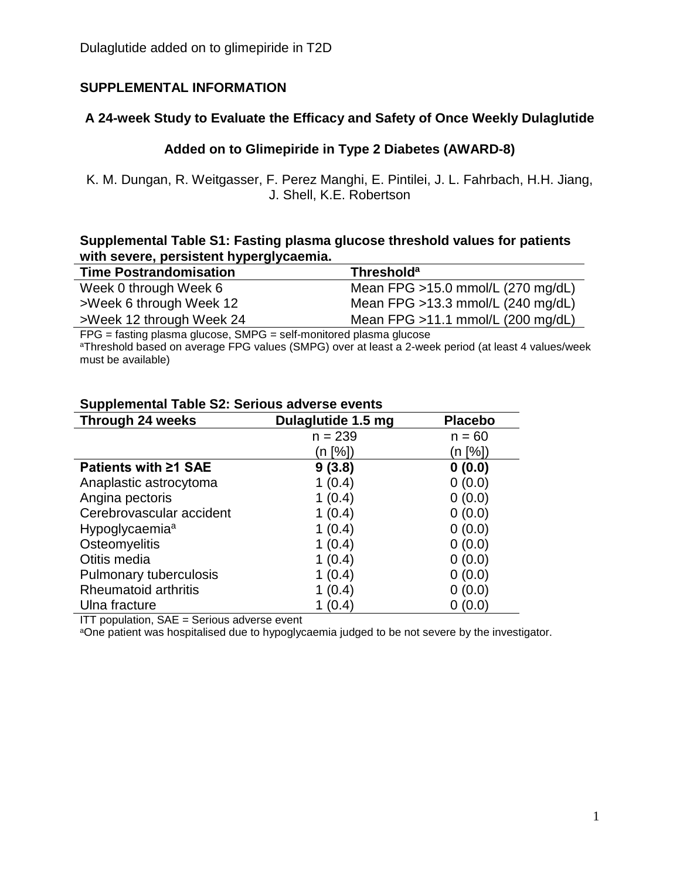## SUPPLEMENTAL INFORMATION

### A 24-week Study to Evaluate the Efficacy and Safety of Once Weekly Dulaglutide Added on to Glimepiride in Type 2 Diabetes (AWARD-8)

K. M. Dungan, R. Weitgasser, F. Perez Manghi, E. Pintilei, J. L. Fahrbach, H.H. Jiang, J. Shell, K.E. Robertson

**Supplemental Table S1: Fasting plasma glucose threshold values for patients with severe, persistent hyperglycaemia.**

| Time Postrandomisation | Threshold[a] |
|---|---|
| Week 0 through Week 6 | Mean FPG >15.0 mmol/L (270 mg/dL) |
| >Week 6 through Week 12 | Mean FPG >13.3 mmol/L (240 mg/dL) |
| >Week 12 through Week 24 | Mean FPG >11.1 mmol/L (200 mg/dL) |

FPG = fasting plasma glucose, SMPG = self-monitored plasma glucose
[a]Threshold based on average FPG values (SMPG) over at least a 2-week period (at least 4 values/week must be available)

**Supplemental Table S2: Serious adverse events**

| Through 24 weeks | Dulaglutide 1.5 mg | Placebo |
|---|---|---|
| | n = 239 (n [%]) | n = 60 (n [%]) |
| **Patients with ≥1 SAE** | **9 (3.8)** | **0 (0.0)** |
| Anaplastic astrocytoma | 1 (0.4) | 0 (0.0) |
| Angina pectoris | 1 (0.4) | 0 (0.0) |
| Cerebrovascular accident | 1 (0.4) | 0 (0.0) |
| Hypoglycaemia[a] | 1 (0.4) | 0 (0.0) |
| Osteomyelitis | 1 (0.4) | 0 (0.0) |
| Otitis media | 1 (0.4) | 0 (0.0) |
| Pulmonary tuberculosis | 1 (0.4) | 0 (0.0) |
| Rheumatoid arthritis | 1 (0.4) | 0 (0.0) |
| Ulna fracture | 1 (0.4) | 0 (0.0) |

ITT population, SAE = Serious adverse event
[a]One patient was hospitalised due to hypoglycaemia judged to be not severe by the investigator.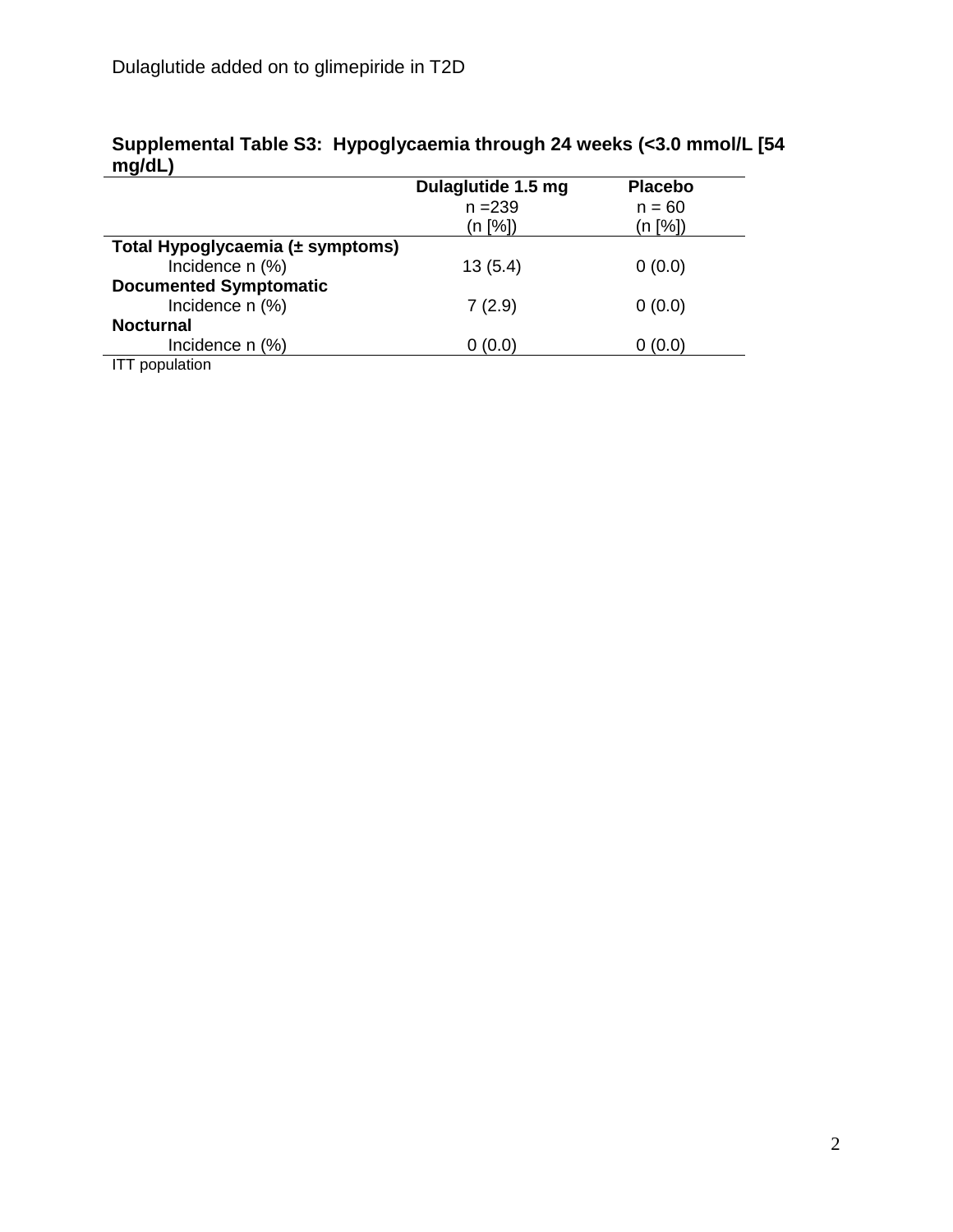**Supplemental Table S3: Hypoglycaemia through 24 weeks (<3.0 mmol/L [54 mg/dL)**

| | Dulaglutide 1.5 mg<br>n =239<br>(n [%]) | Placebo<br>n = 60<br>(n [%]) |
|---|---|---|
| **Total Hypoglycaemia (± symptoms)** | | |
| Incidence n (%) | 13 (5.4) | 0 (0.0) |
| **Documented Symptomatic** | | |
| Incidence n (%) | 7 (2.9) | 0 (0.0) |
| **Nocturnal** | | |
| Incidence n (%) | 0 (0.0) | 0 (0.0) |

ITT population